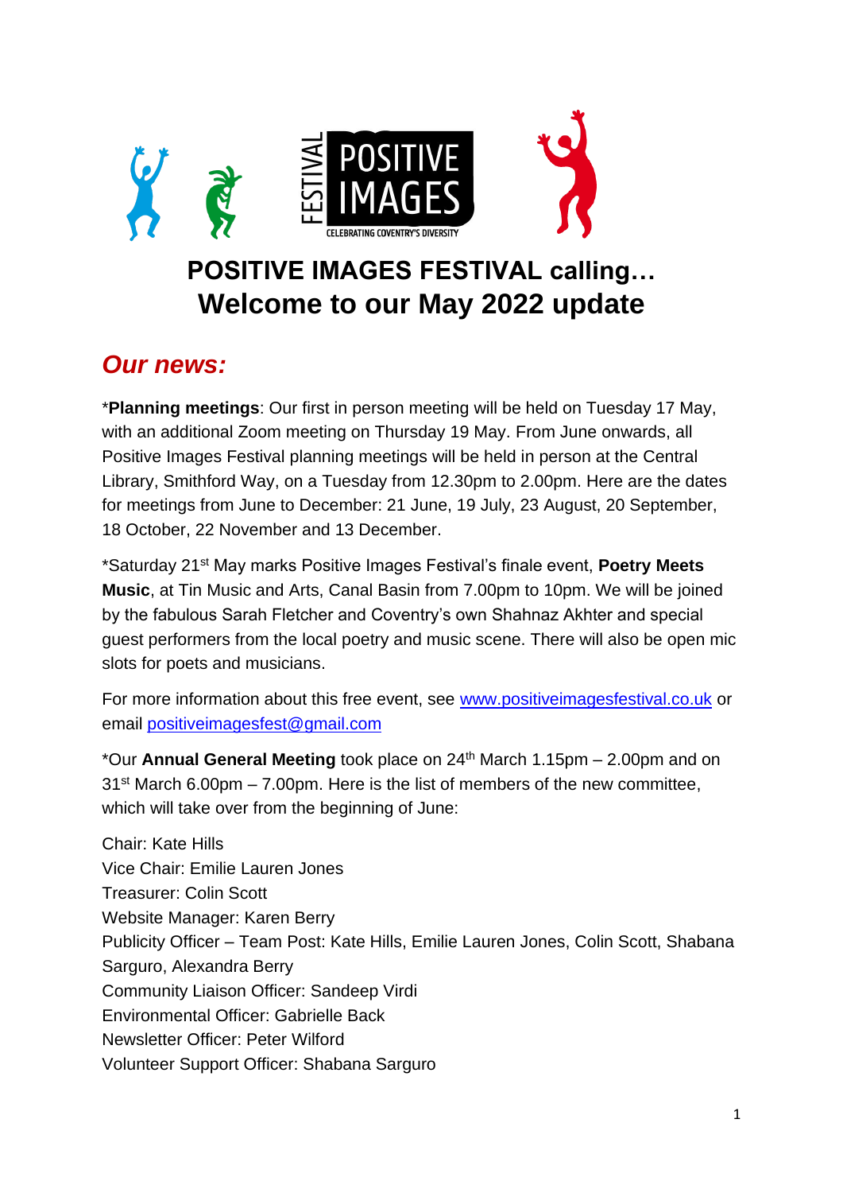# POSITIVE IMAGES FESTIVAL calling… Welcome to our May 2022 update

## *Our news:*

*__Planning meetings__: Our first in person meeting will be held on Tuesday 17 May, with an additional Zoom meeting on Thursday 19 May. From June onwards, all Positive Images Festival planning meetings will be held in person at the Central Library, Smithford Way, on a Tuesday from 12.30pm to 2.00pm. Here are the dates for meetings from June to December: 21 June, 19 July, 23 August, 20 September, 18 October, 22 November and 13 December.

*Saturday 21st May marks Positive Images Festival's finale event, **Poetry Meets Music**, at Tin Music and Arts, Canal Basin from 7.00pm to 10pm. We will be joined by the fabulous Sarah Fletcher and Coventry's own Shahnaz Akhter and special guest performers from the local poetry and music scene. There will also be open mic slots for poets and musicians.

For more information about this free event, see [www.positiveimagesfestival.co.uk](http://www.positiveimagesfestival.co.uk) or email [positiveimagesfest@gmail.com](mailto:positiveimagesfest@gmail.com)

*Our **Annual General Meeting** took place on 24th March 1.15pm – 2.00pm and on 31st March 6.00pm – 7.00pm. Here is the list of members of the new committee, which will take over from the beginning of June:

Chair: Kate Hills
Vice Chair: Emilie Lauren Jones
Treasurer: Colin Scott
Website Manager: Karen Berry
Publicity Officer – Team Post: Kate Hills, Emilie Lauren Jones, Colin Scott, Shabana Sarguro, Alexandra Berry
Community Liaison Officer: Sandeep Virdi
Environmental Officer: Gabrielle Back
Newsletter Officer: Peter Wilford
Volunteer Support Officer: Shabana Sarguro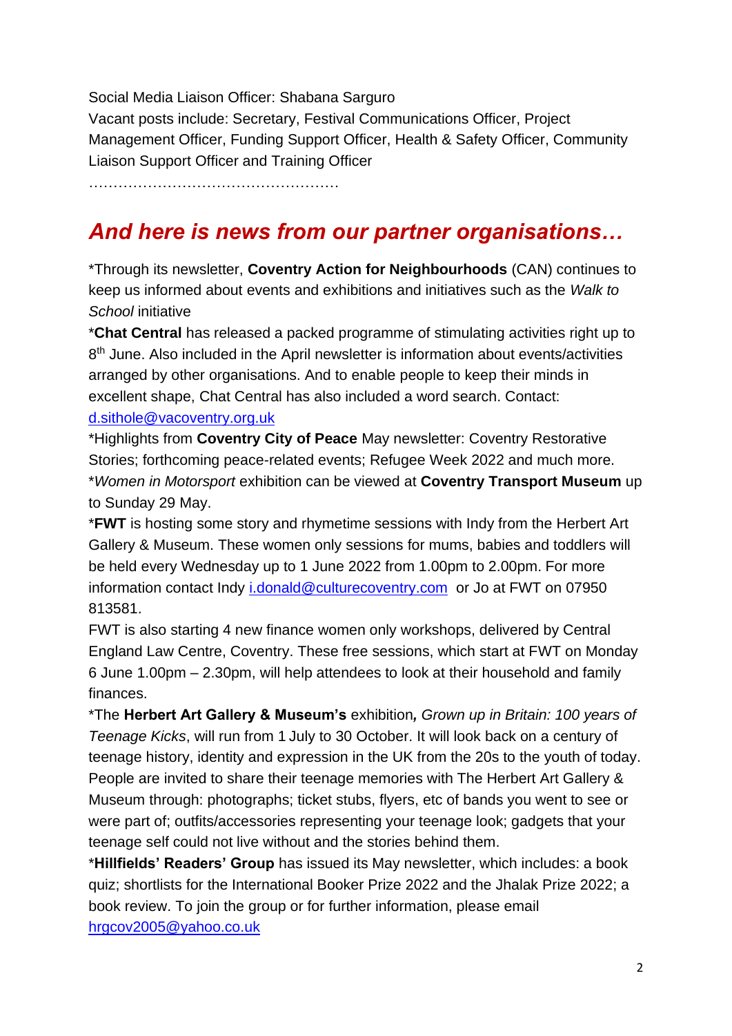Social Media Liaison Officer: Shabana Sarguro

Vacant posts include: Secretary, Festival Communications Officer, Project Management Officer, Funding Support Officer, Health & Safety Officer, Community Liaison Support Officer and Training Officer

……………………………………………

## *And here is news from our partner organisations…*

*Through its newsletter, **Coventry Action for Neighbourhoods** (CAN) continues to keep us informed about events and exhibitions and initiatives such as the *Walk to School* initiative

***Chat Central** has released a packed programme of stimulating activities right up to 8th June. Also included in the April newsletter is information about events/activities arranged by other organisations. And to enable people to keep their minds in excellent shape, Chat Central has also included a word search. Contact: d.sithole@vacoventry.org.uk

*Highlights from **Coventry City of Peace** May newsletter: Coventry Restorative Stories; forthcoming peace-related events; Refugee Week 2022 and much more.

**Women in Motorsport* exhibition can be viewed at **Coventry Transport Museum** up to Sunday 29 May.

***FWT** is hosting some story and rhymetime sessions with Indy from the Herbert Art Gallery & Museum. These women only sessions for mums, babies and toddlers will be held every Wednesday up to 1 June 2022 from 1.00pm to 2.00pm. For more information contact Indy i.donald@culturecoventry.com or Jo at FWT on 07950 813581.

FWT is also starting 4 new finance women only workshops, delivered by Central England Law Centre, Coventry. These free sessions, which start at FWT on Monday 6 June 1.00pm – 2.30pm, will help attendees to look at their household and family finances.

*The **Herbert Art Gallery & Museum's** exhibition*, Grown up in Britain: 100 years of Teenage Kicks*, will run from 1 July to 30 October. It will look back on a century of teenage history, identity and expression in the UK from the 20s to the youth of today. People are invited to share their teenage memories with The Herbert Art Gallery & Museum through: photographs; ticket stubs, flyers, etc of bands you went to see or were part of; outfits/accessories representing your teenage look; gadgets that your teenage self could not live without and the stories behind them.

***Hillfields' Readers' Group** has issued its May newsletter, which includes: a book quiz; shortlists for the International Booker Prize 2022 and the Jhalak Prize 2022; a book review. To join the group or for further information, please email hrgcov2005@yahoo.co.uk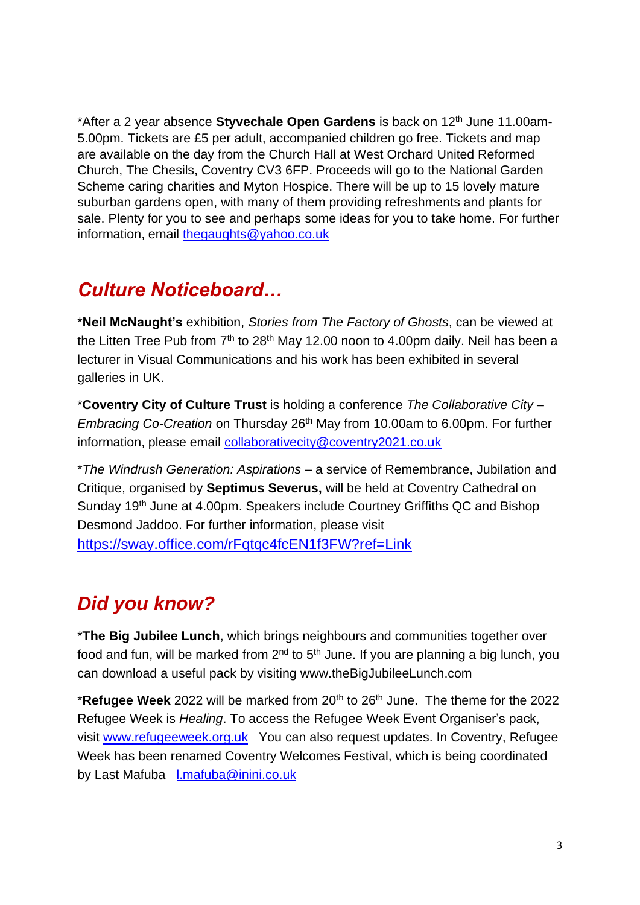*After a 2 year absence **Styvechale Open Gardens** is back on 12th June 11.00am-5.00pm. Tickets are £5 per adult, accompanied children go free. Tickets and map are available on the day from the Church Hall at West Orchard United Reformed Church, The Chesils, Coventry CV3 6FP. Proceeds will go to the National Garden Scheme caring charities and Myton Hospice. There will be up to 15 lovely mature suburban gardens open, with many of them providing refreshments and plants for sale. Plenty for you to see and perhaps some ideas for you to take home. For further information, email thegaughts@yahoo.co.uk

## *Culture Noticeboard…*

*__Neil McNaught's__ exhibition, *Stories from The Factory of Ghosts*, can be viewed at the Litten Tree Pub from 7th to 28th May 12.00 noon to 4.00pm daily. Neil has been a lecturer in Visual Communications and his work has been exhibited in several galleries in UK.

*__Coventry City of Culture Trust__ is holding a conference *The Collaborative City – Embracing Co-Creation* on Thursday 26th May from 10.00am to 6.00pm. For further information, please email collaborativecity@coventry2021.co.uk

**The Windrush Generation: Aspirations* – a service of Remembrance, Jubilation and Critique, organised by **Septimus Severus,** will be held at Coventry Cathedral on Sunday 19th June at 4.00pm. Speakers include Courtney Griffiths QC and Bishop Desmond Jaddoo. For further information, please visit https://sway.office.com/rFqtqc4fcEN1f3FW?ref=Link

## *Did you know?*

*__The Big Jubilee Lunch__, which brings neighbours and communities together over food and fun, will be marked from 2nd to 5th June. If you are planning a big lunch, you can download a useful pack by visiting www.theBigJubileeLunch.com

*__Refugee Week__ 2022 will be marked from 20th to 26th June. The theme for the 2022 Refugee Week is *Healing*. To access the Refugee Week Event Organiser's pack, visit www.refugeeweek.org.uk You can also request updates. In Coventry, Refugee Week has been renamed Coventry Welcomes Festival, which is being coordinated by Last Mafuba l.mafuba@inini.co.uk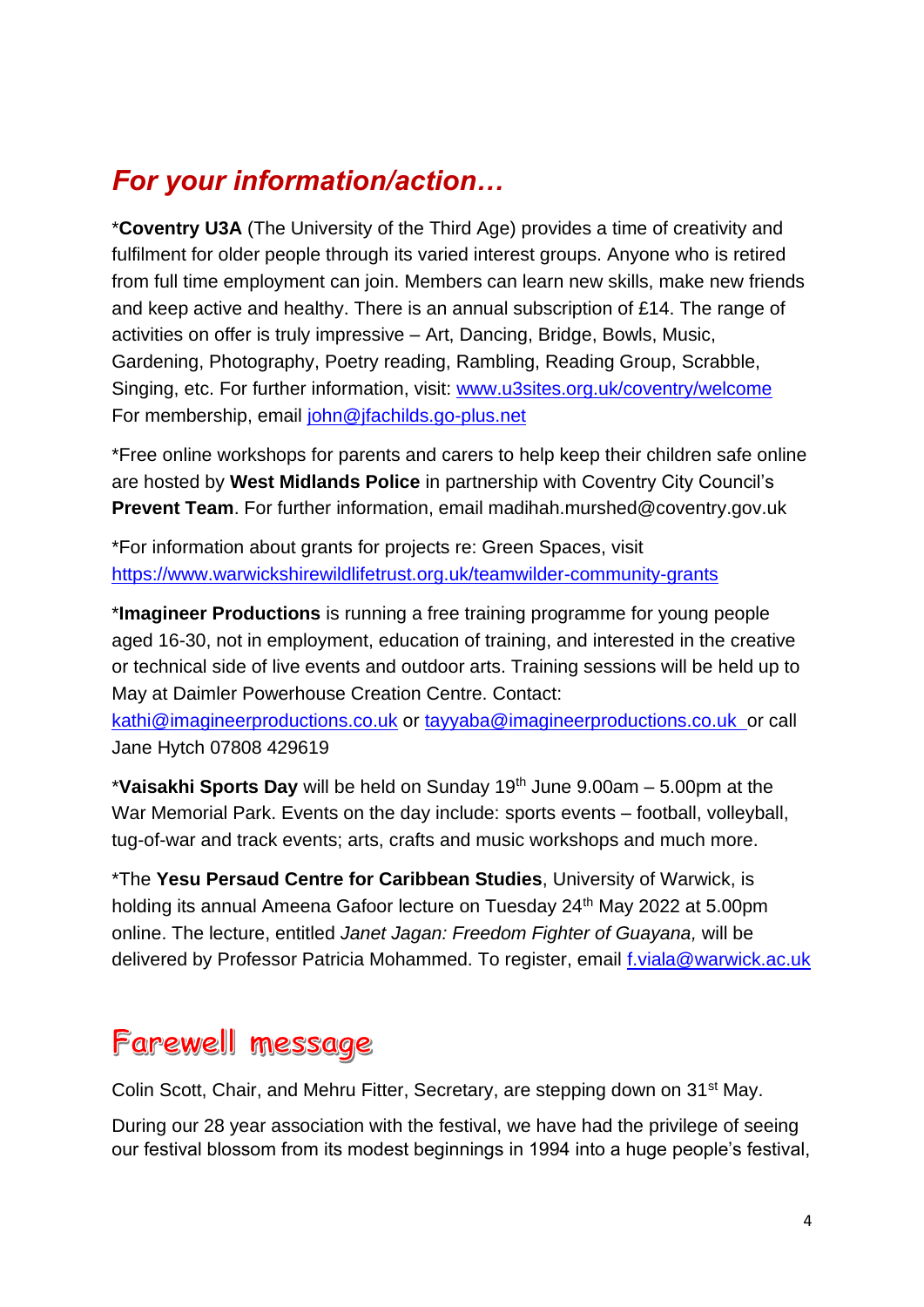## *For your information/action…*

*​**Coventry U3A** (The University of the Third Age) provides a time of creativity and fulfilment for older people through its varied interest groups. Anyone who is retired from full time employment can join. Members can learn new skills, make new friends and keep active and healthy. There is an annual subscription of £14. The range of activities on offer is truly impressive – Art, Dancing, Bridge, Bowls, Music, Gardening, Photography, Poetry reading, Rambling, Reading Group, Scrabble, Singing, etc. For further information, visit: www.u3sites.org.uk/coventry/welcome For membership, email john@jfachilds.go-plus.net

*Free online workshops for parents and carers to help keep their children safe online are hosted by **West Midlands Police** in partnership with Coventry City Council's **Prevent Team**. For further information, email madihah.murshed@coventry.gov.uk

*For information about grants for projects re: Green Spaces, visit https://www.warwickshirewildlifetrust.org.uk/teamwilder-community-grants

*​**Imagineer Productions** is running a free training programme for young people aged 16-30, not in employment, education of training, and interested in the creative or technical side of live events and outdoor arts. Training sessions will be held up to May at Daimler Powerhouse Creation Centre. Contact: kathi@imagineerproductions.co.uk or tayyaba@imagineerproductions.co.uk or call Jane Hytch 07808 429619

*​**Vaisakhi Sports Day** will be held on Sunday 19th June 9.00am – 5.00pm at the War Memorial Park. Events on the day include: sports events – football, volleyball, tug-of-war and track events; arts, crafts and music workshops and much more.

*The **Yesu Persaud Centre for Caribbean Studies**, University of Warwick, is holding its annual Ameena Gafoor lecture on Tuesday 24th May 2022 at 5.00pm online. The lecture, entitled *Janet Jagan: Freedom Fighter of Guayana,* will be delivered by Professor Patricia Mohammed. To register, email f.viala@warwick.ac.uk

## Farewell message

Colin Scott, Chair, and Mehru Fitter, Secretary, are stepping down on 31st May.

During our 28 year association with the festival, we have had the privilege of seeing our festival blossom from its modest beginnings in 1994 into a huge people's festival,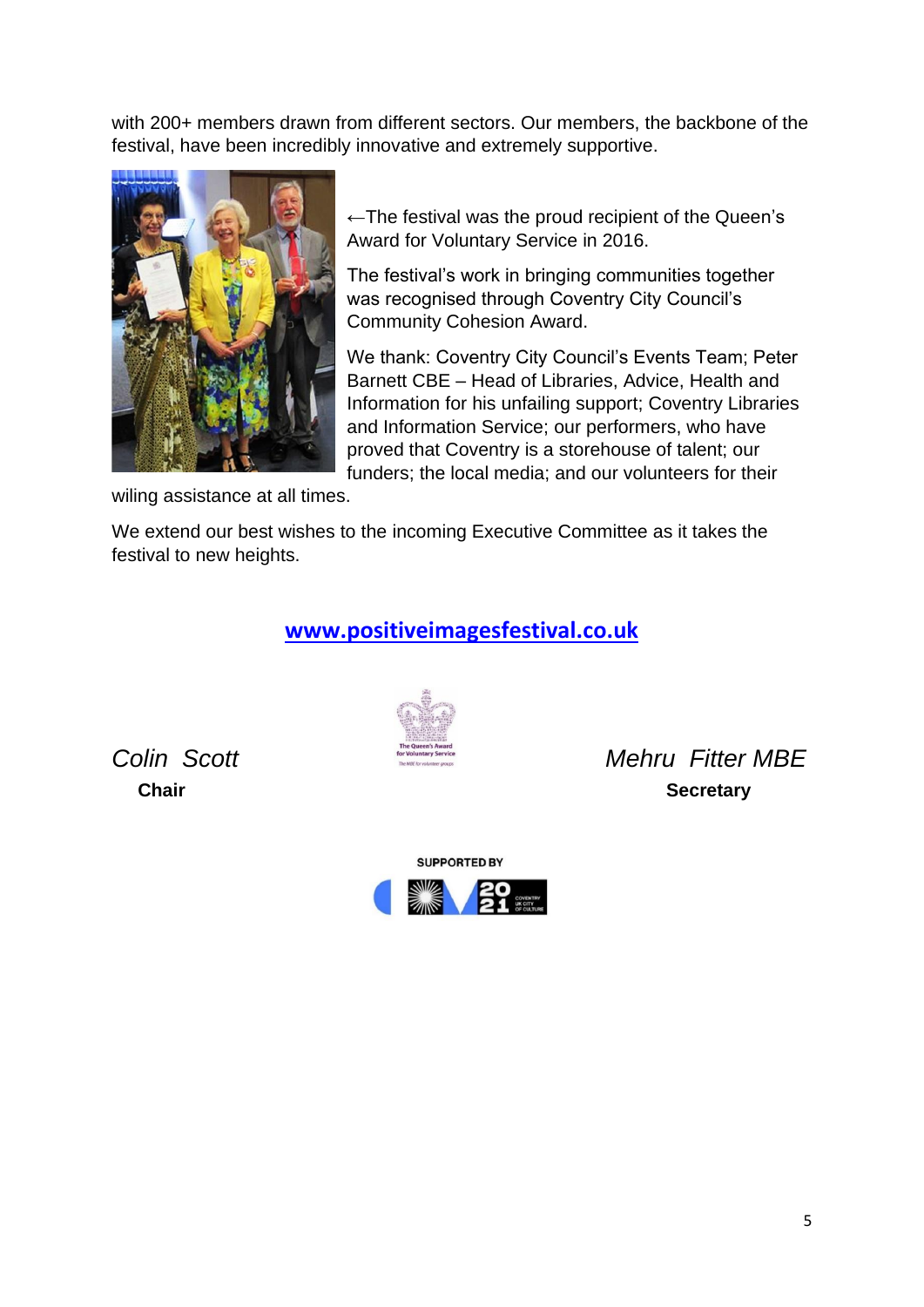with 200+ members drawn from different sectors. Our members, the backbone of the festival, have been incredibly innovative and extremely supportive.

←The festival was the proud recipient of the Queen's Award for Voluntary Service in 2016.

The festival's work in bringing communities together was recognised through Coventry City Council's Community Cohesion Award.

We thank: Coventry City Council's Events Team; Peter Barnett CBE – Head of Libraries, Advice, Health and Information for his unfailing support; Coventry Libraries and Information Service; our performers, who have proved that Coventry is a storehouse of talent; our funders; the local media; and our volunteers for their wiling assistance at all times.

We extend our best wishes to the incoming Executive Committee as it takes the festival to new heights.

[www.positiveimagesfestival.co.uk](http://www.positiveimagesfestival.co.uk)

*Colin Scott*
**Chair**

The Queen's Award for Voluntary Service

*Mehru Fitter MBE*
**Secretary**

SUPPORTED BY

2021 COVENTRY UK CITY OF CULTURE